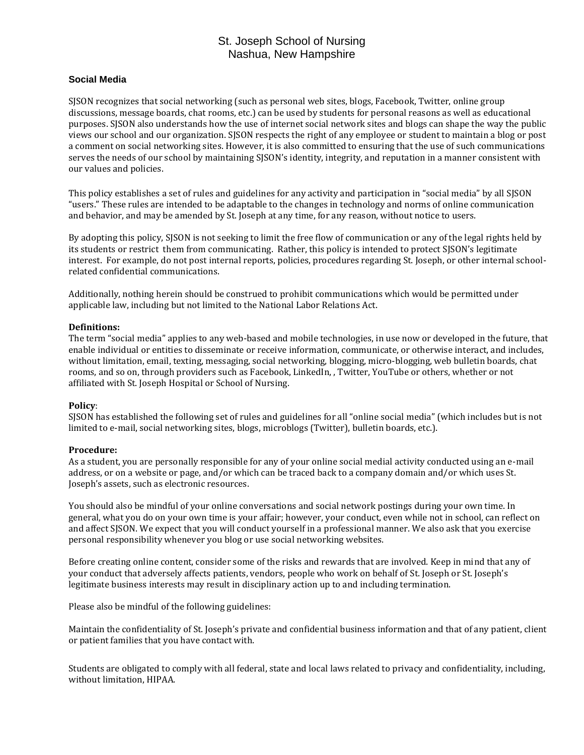# St. Joseph School of Nursing
# Nashua, New Hampshire

## Social Media

SJSON recognizes that social networking (such as personal web sites, blogs, Facebook, Twitter, online group discussions, message boards, chat rooms, etc.) can be used by students for personal reasons as well as educational purposes. SJSON also understands how the use of internet social network sites and blogs can shape the way the public views our school and our organization. SJSON respects the right of any employee or student to maintain a blog or post a comment on social networking sites. However, it is also committed to ensuring that the use of such communications serves the needs of our school by maintaining SJSON's identity, integrity, and reputation in a manner consistent with our values and policies.

This policy establishes a set of rules and guidelines for any activity and participation in "social media" by all SJSON "users." These rules are intended to be adaptable to the changes in technology and norms of online communication and behavior, and may be amended by St. Joseph at any time, for any reason, without notice to users.

By adopting this policy, SJSON is not seeking to limit the free flow of communication or any of the legal rights held by its students or restrict them from communicating. Rather, this policy is intended to protect SJSON's legitimate interest. For example, do not post internal reports, policies, procedures regarding St. Joseph, or other internal school-related confidential communications.

Additionally, nothing herein should be construed to prohibit communications which would be permitted under applicable law, including but not limited to the National Labor Relations Act.

**Definitions:**
The term "social media" applies to any web-based and mobile technologies, in use now or developed in the future, that enable individual or entities to disseminate or receive information, communicate, or otherwise interact, and includes, without limitation, email, texting, messaging, social networking, blogging, micro-blogging, web bulletin boards, chat rooms, and so on, through providers such as Facebook, LinkedIn, , Twitter, YouTube or others, whether or not affiliated with St. Joseph Hospital or School of Nursing.

**Policy**:
SJSON has established the following set of rules and guidelines for all "online social media" (which includes but is not limited to e-mail, social networking sites, blogs, microblogs (Twitter), bulletin boards, etc.).

**Procedure:**
As a student, you are personally responsible for any of your online social medial activity conducted using an e-mail address, or on a website or page, and/or which can be traced back to a company domain and/or which uses St. Joseph's assets, such as electronic resources.

You should also be mindful of your online conversations and social network postings during your own time. In general, what you do on your own time is your affair; however, your conduct, even while not in school, can reflect on and affect SJSON. We expect that you will conduct yourself in a professional manner. We also ask that you exercise personal responsibility whenever you blog or use social networking websites.

Before creating online content, consider some of the risks and rewards that are involved. Keep in mind that any of your conduct that adversely affects patients, vendors, people who work on behalf of St. Joseph or St. Joseph's legitimate business interests may result in disciplinary action up to and including termination.

Please also be mindful of the following guidelines:

Maintain the confidentiality of St. Joseph's private and confidential business information and that of any patient, client or patient families that you have contact with.

Students are obligated to comply with all federal, state and local laws related to privacy and confidentiality, including, without limitation, HIPAA.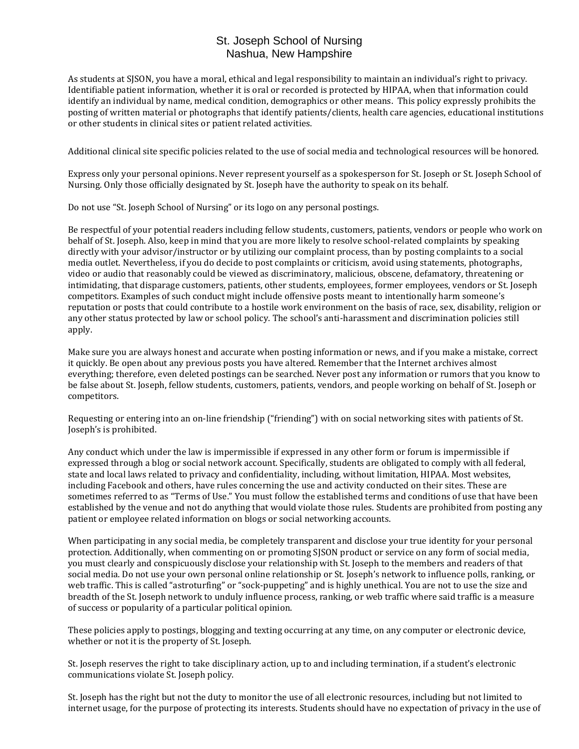St. Joseph School of Nursing
Nashua, New Hampshire

As students at SJSON, you have a moral, ethical and legal responsibility to maintain an individual's right to privacy. Identifiable patient information, whether it is oral or recorded is protected by HIPAA, when that information could identify an individual by name, medical condition, demographics or other means. This policy expressly prohibits the posting of written material or photographs that identify patients/clients, health care agencies, educational institutions or other students in clinical sites or patient related activities.

Additional clinical site specific policies related to the use of social media and technological resources will be honored.

Express only your personal opinions. Never represent yourself as a spokesperson for St. Joseph or St. Joseph School of Nursing. Only those officially designated by St. Joseph have the authority to speak on its behalf.

Do not use "St. Joseph School of Nursing" or its logo on any personal postings.

Be respectful of your potential readers including fellow students, customers, patients, vendors or people who work on behalf of St. Joseph. Also, keep in mind that you are more likely to resolve school-related complaints by speaking directly with your advisor/instructor or by utilizing our complaint process, than by posting complaints to a social media outlet. Nevertheless, if you do decide to post complaints or criticism, avoid using statements, photographs, video or audio that reasonably could be viewed as discriminatory, malicious, obscene, defamatory, threatening or intimidating, that disparage customers, patients, other students, employees, former employees, vendors or St. Joseph competitors. Examples of such conduct might include offensive posts meant to intentionally harm someone's reputation or posts that could contribute to a hostile work environment on the basis of race, sex, disability, religion or any other status protected by law or school policy. The school's anti-harassment and discrimination policies still apply.

Make sure you are always honest and accurate when posting information or news, and if you make a mistake, correct it quickly. Be open about any previous posts you have altered. Remember that the Internet archives almost everything; therefore, even deleted postings can be searched. Never post any information or rumors that you know to be false about St. Joseph, fellow students, customers, patients, vendors, and people working on behalf of St. Joseph or competitors.

Requesting or entering into an on-line friendship ("friending") with on social networking sites with patients of St. Joseph's is prohibited.

Any conduct which under the law is impermissible if expressed in any other form or forum is impermissible if expressed through a blog or social network account. Specifically, students are obligated to comply with all federal, state and local laws related to privacy and confidentiality, including, without limitation, HIPAA. Most websites, including Facebook and others, have rules concerning the use and activity conducted on their sites. These are sometimes referred to as "Terms of Use." You must follow the established terms and conditions of use that have been established by the venue and not do anything that would violate those rules. Students are prohibited from posting any patient or employee related information on blogs or social networking accounts.

When participating in any social media, be completely transparent and disclose your true identity for your personal protection. Additionally, when commenting on or promoting SJSON product or service on any form of social media, you must clearly and conspicuously disclose your relationship with St. Joseph to the members and readers of that social media. Do not use your own personal online relationship or St. Joseph's network to influence polls, ranking, or web traffic. This is called "astroturfing" or "sock-puppeting" and is highly unethical. You are not to use the size and breadth of the St. Joseph network to unduly influence process, ranking, or web traffic where said traffic is a measure of success or popularity of a particular political opinion.

These policies apply to postings, blogging and texting occurring at any time, on any computer or electronic device, whether or not it is the property of St. Joseph.

St. Joseph reserves the right to take disciplinary action, up to and including termination, if a student's electronic communications violate St. Joseph policy.

St. Joseph has the right but not the duty to monitor the use of all electronic resources, including but not limited to internet usage, for the purpose of protecting its interests. Students should have no expectation of privacy in the use of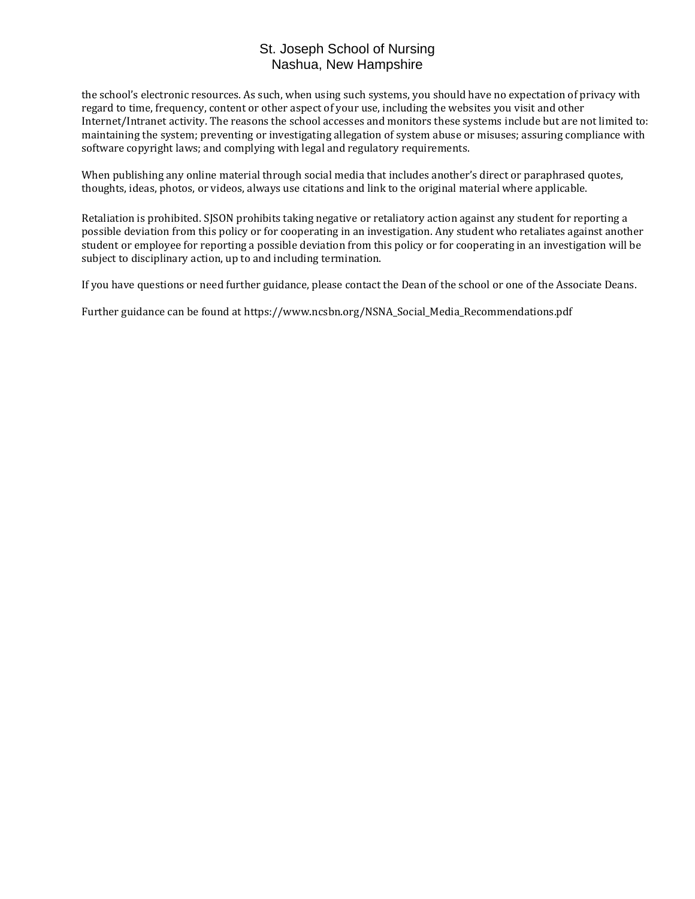the school's electronic resources. As such, when using such systems, you should have no expectation of privacy with regard to time, frequency, content or other aspect of your use, including the websites you visit and other Internet/Intranet activity. The reasons the school accesses and monitors these systems include but are not limited to: maintaining the system; preventing or investigating allegation of system abuse or misuses; assuring compliance with software copyright laws; and complying with legal and regulatory requirements.

When publishing any online material through social media that includes another's direct or paraphrased quotes, thoughts, ideas, photos, or videos, always use citations and link to the original material where applicable.

Retaliation is prohibited. SJSON prohibits taking negative or retaliatory action against any student for reporting a possible deviation from this policy or for cooperating in an investigation. Any student who retaliates against another student or employee for reporting a possible deviation from this policy or for cooperating in an investigation will be subject to disciplinary action, up to and including termination.

If you have questions or need further guidance, please contact the Dean of the school or one of the Associate Deans.

Further guidance can be found at https://www.ncsbn.org/NSNA_Social_Media_Recommendations.pdf